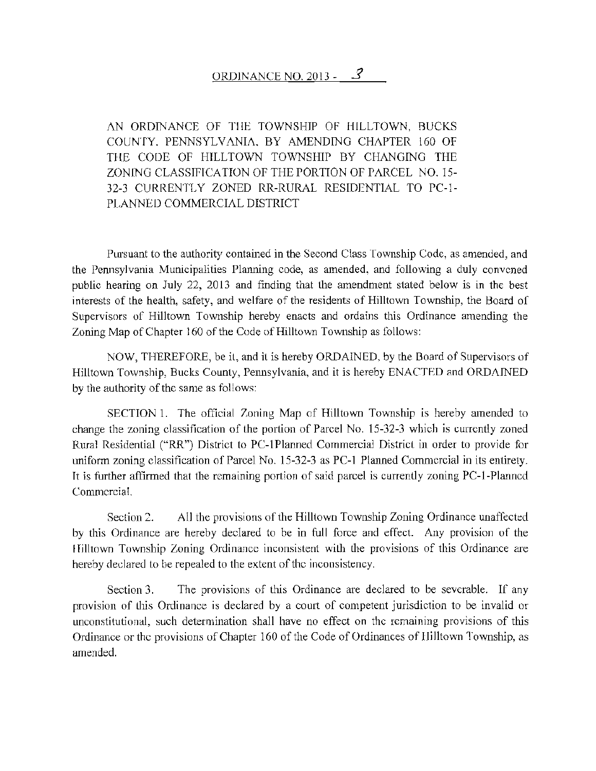# ORDINANCE NO. 2013 - 3

AN ORDINANCE OF THE TOWNSHIP OF HILLTOWN, BUCKS COUNTY, PENNSYLVANIA, BY AMENDING CHAPTER 160 OF THE CODE OF HILLTOWN TOWNSHIP BY CHANGING THE ZONING CLASSIFICATION OF THE PORTION OF PARCEL NO. 15-32-3 CURRENTLY ZONED RR-RURAL RESIDENTIAL TO PC-1-PLANNED COMMERCIAL DISTRICT

Pursuant to the authority contained in the Second Class Township Code, as amended, and the Pennsylvania Municipalities Planning code, as amended, and following a duly convened public hearing on July 22, 2013 and finding that the amendment stated below is in the best interests of the health, safety, and welfare of the residents of Hilltown Township, the Board of Supervisors of Hilltown Township hereby enacts and ordains this Ordinance amending the Zoning Map of Chapter 160 of the Code of Hilltown Township as follows:

NOW, THEREFORE, be it, and it is hereby ORDAINED, by the Board of Supervisors of Hilltown Township, Bucks County, Pennsylvania, and it is hereby ENACTED and ORDAINED by the authority of the same as follows:

SECTION 1. The official Zoning Map of Hilltown Township is hereby amended to change the zoning classification of the portion of Parcel No. 15-32-3 which is currently zoned Rural Residential ("RR") District to PC-1Planned Commercial District in order to provide for uniform zoning classification of Parcel No. 15-32-3 as PC-1 Planned Commercial in its entirety. It is further affirmed that the remaining portion of said parcel is currently zoning PC-1-Planned Commercial.

Section 2. All the provisions of the Hilltown Township Zoning Ordinance unaffected by this Ordinance are hereby declared to be in full force and effect. Any provision of the Hilltown Township Zoning Ordinance inconsistent with the provisions of this Ordinance are hereby declared to be repealed to the extent of the inconsistency.

Section 3. The provisions of this Ordinance are declared to be severable. If any provision of this Ordinance is declared by a court of competent jurisdiction to be invalid or unconstitutional, such determination shall have no effect on the remaining provisions of this Ordinance or the provisions of Chapter 160 of the Code of Ordinances of Hilltown Township, as amended.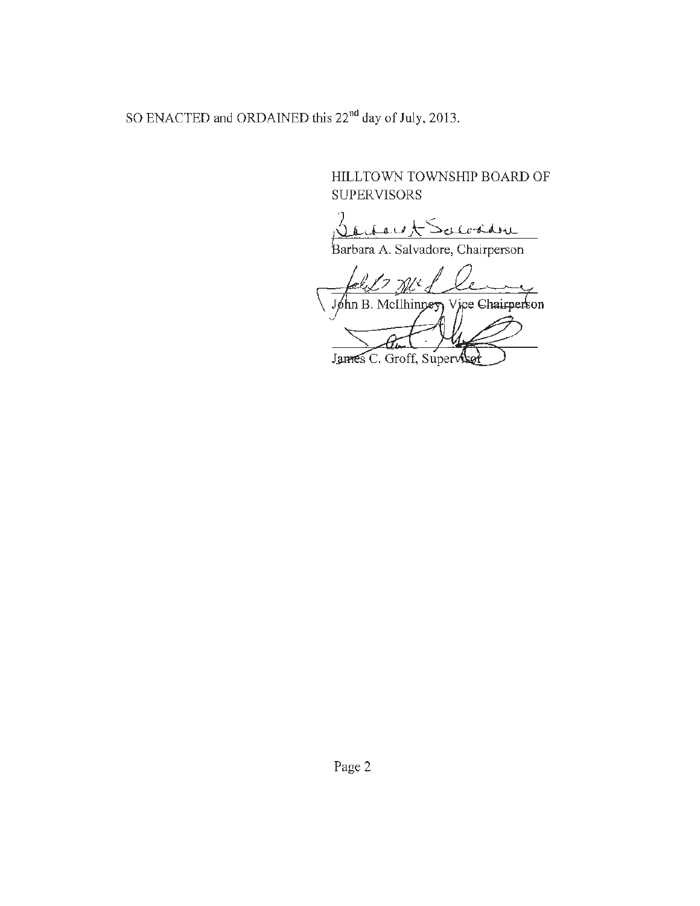SO ENACTED and ORDAINED this 22nd day of July, 2013.

HILLTOWN TOWNSHIP BOARD OF SUPERVISORS

Barbara A. Salvadore, Chairperson

John B. McIlhinney, Vice Chairperson

James C. Groff, Supervisor